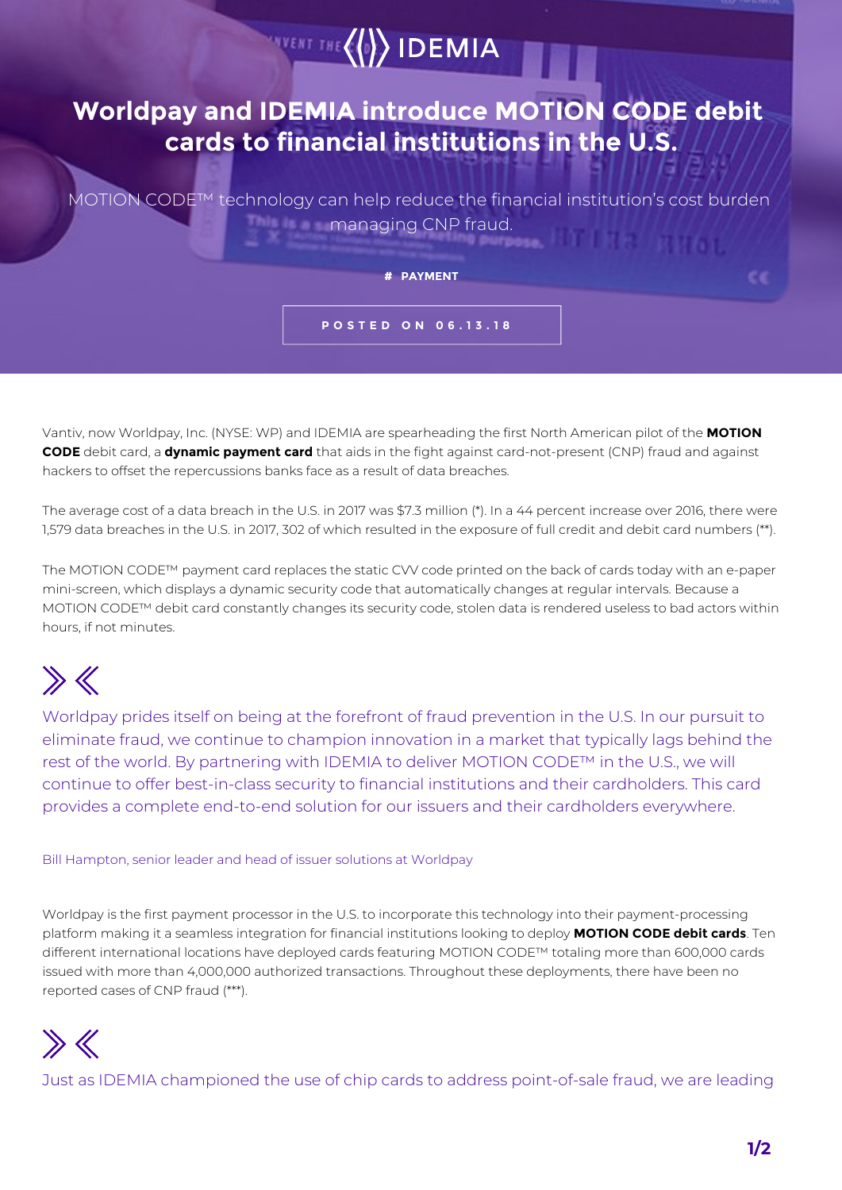# Worldpay and IDEMIA introduce MOTION CODE debit cards to financial institutions in the U.S.

MOTION CODE™ technology can help reduce the financial institution's cost burden managing CNP fraud.

# PAYMENT

POSTED ON 06.13.18

Vantiv, now Worldpay, Inc. (NYSE: WP) and IDEMIA are spearheading the first North American pilot of the **MOTION CODE** debit card, a **dynamic payment card** that aids in the fight against card-not-present (CNP) fraud and against hackers to offset the repercussions banks face as a result of data breaches.

The average cost of a data breach in the U.S. in 2017 was $7.3 million (*). In a 44 percent increase over 2016, there were 1,579 data breaches in the U.S. in 2017, 302 of which resulted in the exposure of full credit and debit card numbers (**).

The MOTION CODE™ payment card replaces the static CVV code printed on the back of cards today with an e-paper mini-screen, which displays a dynamic security code that automatically changes at regular intervals. Because a MOTION CODE™ debit card constantly changes its security code, stolen data is rendered useless to bad actors within hours, if not minutes.

> Worldpay prides itself on being at the forefront of fraud prevention in the U.S. In our pursuit to eliminate fraud, we continue to champion innovation in a market that typically lags behind the rest of the world. By partnering with IDEMIA to deliver MOTION CODE™ in the U.S., we will continue to offer best-in-class security to financial institutions and their cardholders. This card provides a complete end-to-end solution for our issuers and their cardholders everywhere.
>
> Bill Hampton, senior leader and head of issuer solutions at Worldpay

Worldpay is the first payment processor in the U.S. to incorporate this technology into their payment-processing platform making it a seamless integration for financial institutions looking to deploy **MOTION CODE debit cards**. Ten different international locations have deployed cards featuring MOTION CODE™ totaling more than 600,000 cards issued with more than 4,000,000 authorized transactions. Throughout these deployments, there have been no reported cases of CNP fraud (***).

> Just as IDEMIA championed the use of chip cards to address point-of-sale fraud, we are leading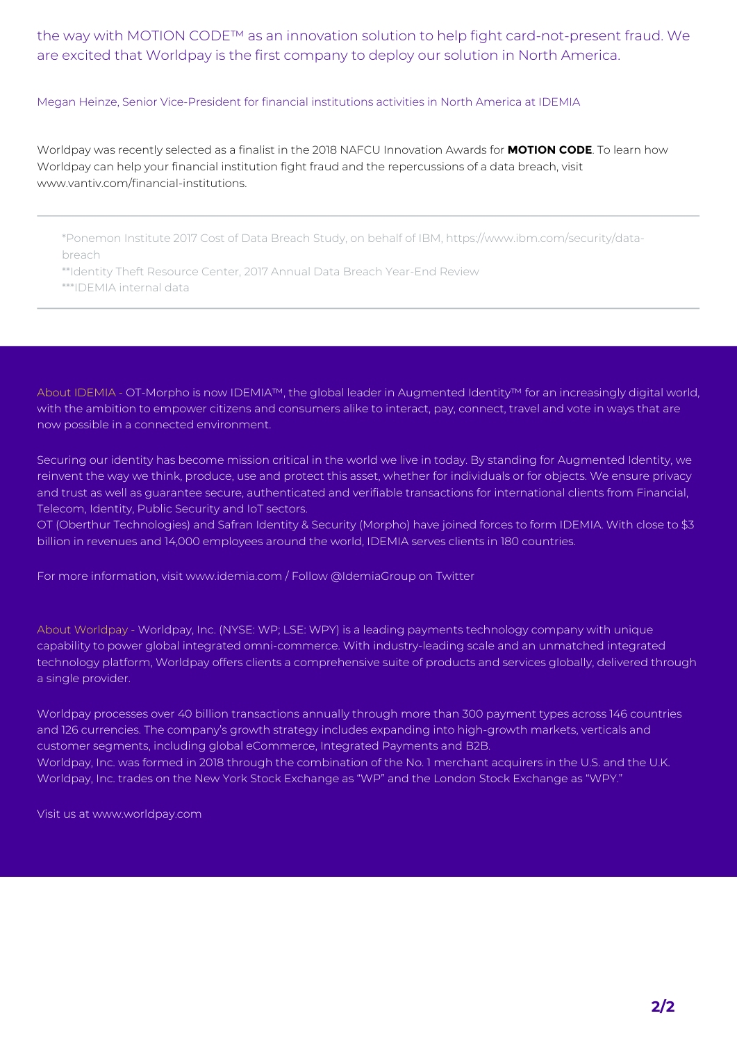the way with MOTION CODE™ as an innovation solution to help fight card-not-present fraud. We are excited that Worldpay is the first company to deploy our solution in North America.

Megan Heinze, Senior Vice-President for financial institutions activities in North America at IDEMIA

Worldpay was recently selected as a finalist in the 2018 NAFCU Innovation Awards for **MOTION CODE**. To learn how Worldpay can help your financial institution fight fraud and the repercussions of a data breach, visit www.vantiv.com/financial-institutions.

---

*Ponemon Institute 2017 Cost of Data Breach Study, on behalf of IBM, https://www.ibm.com/security/data-breach
**Identity Theft Resource Center, 2017 Annual Data Breach Year-End Review
***IDEMIA internal data

---

About IDEMIA - OT-Morpho is now IDEMIA™, the global leader in Augmented Identity™ for an increasingly digital world, with the ambition to empower citizens and consumers alike to interact, pay, connect, travel and vote in ways that are now possible in a connected environment.

Securing our identity has become mission critical in the world we live in today. By standing for Augmented Identity, we reinvent the way we think, produce, use and protect this asset, whether for individuals or for objects. We ensure privacy and trust as well as guarantee secure, authenticated and verifiable transactions for international clients from Financial, Telecom, Identity, Public Security and IoT sectors.
OT (Oberthur Technologies) and Safran Identity & Security (Morpho) have joined forces to form IDEMIA. With close to $3 billion in revenues and 14,000 employees around the world, IDEMIA serves clients in 180 countries.

For more information, visit www.idemia.com / Follow @IdemiaGroup on Twitter

About Worldpay - Worldpay, Inc. (NYSE: WP; LSE: WPY) is a leading payments technology company with unique capability to power global integrated omni-commerce. With industry-leading scale and an unmatched integrated technology platform, Worldpay offers clients a comprehensive suite of products and services globally, delivered through a single provider.

Worldpay processes over 40 billion transactions annually through more than 300 payment types across 146 countries and 126 currencies. The company's growth strategy includes expanding into high-growth markets, verticals and customer segments, including global eCommerce, Integrated Payments and B2B.
Worldpay, Inc. was formed in 2018 through the combination of the No. 1 merchant acquirers in the U.S. and the U.K. Worldpay, Inc. trades on the New York Stock Exchange as "WP" and the London Stock Exchange as "WPY."

Visit us at www.worldpay.com